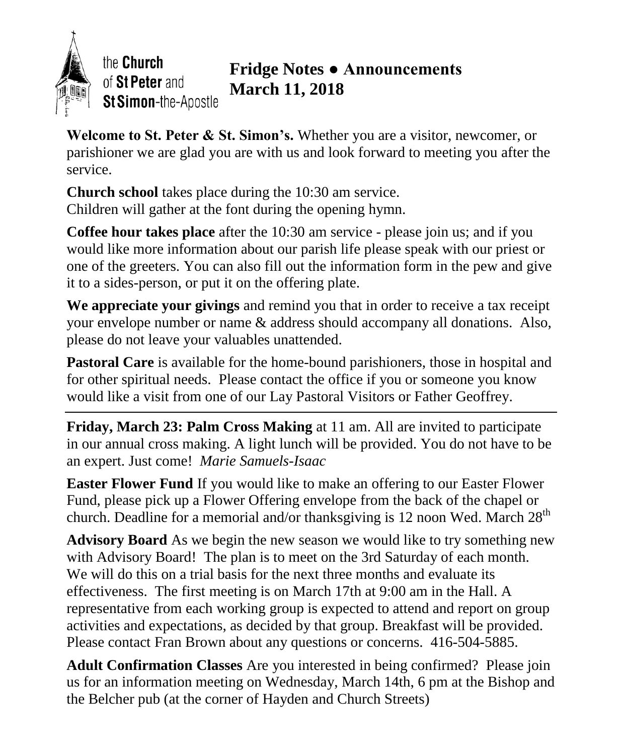the **Church** of **St Peter** and **St Simon**-the-Apostle

# Fridge Notes ● Announcements
## March 11, 2018

**Welcome to St. Peter & St. Simon's.** Whether you are a visitor, newcomer, or parishioner we are glad you are with us and look forward to meeting you after the service.

**Church school** takes place during the 10:30 am service.
Children will gather at the font during the opening hymn.

**Coffee hour takes place** after the 10:30 am service - please join us; and if you would like more information about our parish life please speak with our priest or one of the greeters. You can also fill out the information form in the pew and give it to a sides-person, or put it on the offering plate.

**We appreciate your givings** and remind you that in order to receive a tax receipt your envelope number or name & address should accompany all donations. Also, please do not leave your valuables unattended.

**Pastoral Care** is available for the home-bound parishioners, those in hospital and for other spiritual needs. Please contact the office if you or someone you know would like a visit from one of our Lay Pastoral Visitors or Father Geoffrey.

---

**Friday, March 23: Palm Cross Making** at 11 am. All are invited to participate in our annual cross making. A light lunch will be provided. You do not have to be an expert. Just come! *Marie Samuels-Isaac*

**Easter Flower Fund** If you would like to make an offering to our Easter Flower Fund, please pick up a Flower Offering envelope from the back of the chapel or church. Deadline for a memorial and/or thanksgiving is 12 noon Wed. March 28th

**Advisory Board** As we begin the new season we would like to try something new with Advisory Board! The plan is to meet on the 3rd Saturday of each month. We will do this on a trial basis for the next three months and evaluate its effectiveness. The first meeting is on March 17th at 9:00 am in the Hall. A representative from each working group is expected to attend and report on group activities and expectations, as decided by that group. Breakfast will be provided. Please contact Fran Brown about any questions or concerns. 416-504-5885.

**Adult Confirmation Classes** Are you interested in being confirmed? Please join us for an information meeting on Wednesday, March 14th, 6 pm at the Bishop and the Belcher pub (at the corner of Hayden and Church Streets)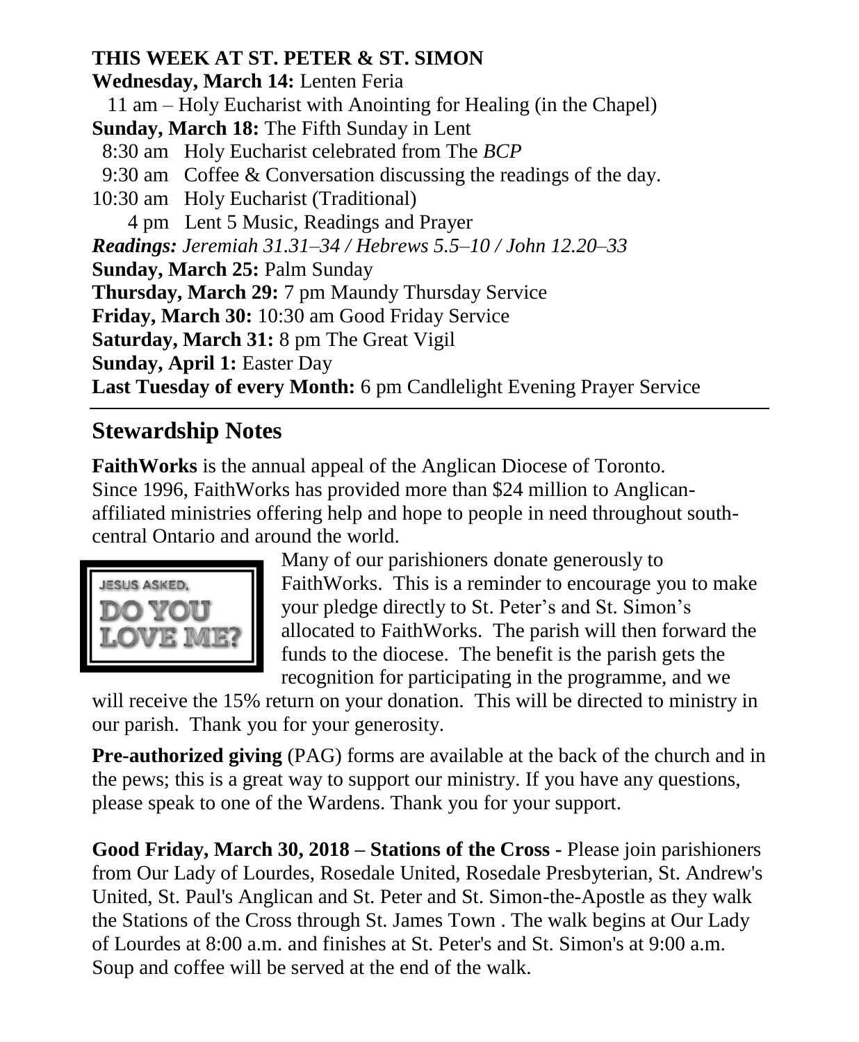**THIS WEEK AT ST. PETER & ST. SIMON**

**Wednesday, March 14:** Lenten Feria

11 am – Holy Eucharist with Anointing for Healing (in the Chapel)

**Sunday, March 18:** The Fifth Sunday in Lent

8:30 am Holy Eucharist celebrated from The *BCP*

9:30 am Coffee & Conversation discussing the readings of the day.

10:30 am Holy Eucharist (Traditional)

4 pm Lent 5 Music, Readings and Prayer

***Readings:** Jeremiah 31.31–34 / Hebrews 5.5–10 / John 12.20–33*

**Sunday, March 25:** Palm Sunday

**Thursday, March 29:** 7 pm Maundy Thursday Service

**Friday, March 30:** 10:30 am Good Friday Service

**Saturday, March 31:** 8 pm The Great Vigil

**Sunday, April 1:** Easter Day

**Last Tuesday of every Month:** 6 pm Candlelight Evening Prayer Service

## Stewardship Notes

**FaithWorks** is the annual appeal of the Anglican Diocese of Toronto. Since 1996, FaithWorks has provided more than $24 million to Anglican-affiliated ministries offering help and hope to people in need throughout south-central Ontario and around the world.

JESUS ASKED, DO YOU LOVE ME?

Many of our parishioners donate generously to FaithWorks. This is a reminder to encourage you to make your pledge directly to St. Peter's and St. Simon's allocated to FaithWorks. The parish will then forward the funds to the diocese. The benefit is the parish gets the recognition for participating in the programme, and we will receive the 15% return on your donation. This will be directed to ministry in our parish. Thank you for your generosity.

**Pre-authorized giving** (PAG) forms are available at the back of the church and in the pews; this is a great way to support our ministry. If you have any questions, please speak to one of the Wardens. Thank you for your support.

**Good Friday, March 30, 2018 – Stations of the Cross -** Please join parishioners from Our Lady of Lourdes, Rosedale United, Rosedale Presbyterian, St. Andrew's United, St. Paul's Anglican and St. Peter and St. Simon-the-Apostle as they walk the Stations of the Cross through St. James Town . The walk begins at Our Lady of Lourdes at 8:00 a.m. and finishes at St. Peter's and St. Simon's at 9:00 a.m. Soup and coffee will be served at the end of the walk.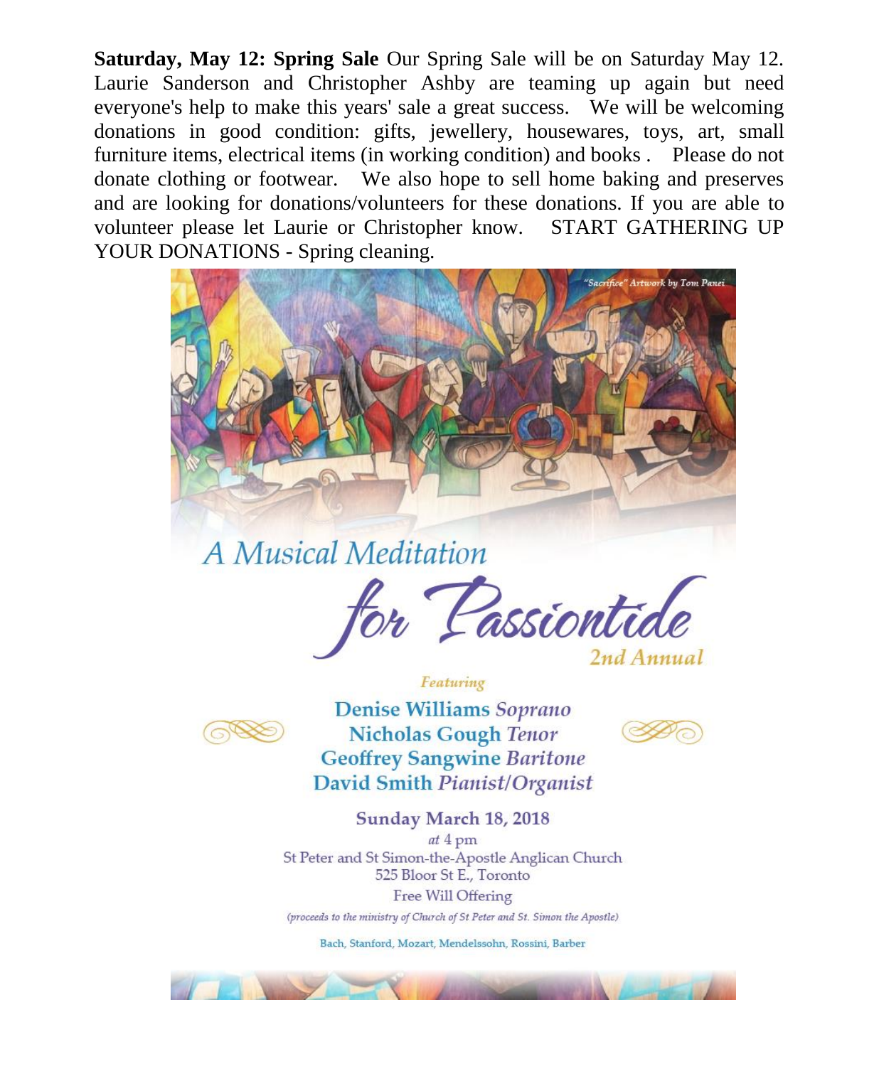**Saturday, May 12: Spring Sale** Our Spring Sale will be on Saturday May 12. Laurie Sanderson and Christopher Ashby are teaming up again but need everyone's help to make this years' sale a great success. We will be welcoming donations in good condition: gifts, jewellery, housewares, toys, art, small furniture items, electrical items (in working condition) and books . Please do not donate clothing or footwear. We also hope to sell home baking and preserves and are looking for donations/volunteers for these donations. If you are able to volunteer please let Laurie or Christopher know. START GATHERING UP YOUR DONATIONS - Spring cleaning.

*"Sacrifice" Artwork by Tom Panei*

# A Musical Meditation for Passiontide

2nd Annual

*Featuring*

**Denise Williams** *Soprano*
**Nicholas Gough** *Tenor*
**Geoffrey Sangwine** *Baritone*
**David Smith** *Pianist/Organist*

**Sunday March 18, 2018**

*at* 4 pm

St Peter and St Simon-the-Apostle Anglican Church
525 Bloor St E., Toronto

Free Will Offering

*(proceeds to the ministry of Church of St Peter and St. Simon the Apostle)*

Bach, Stanford, Mozart, Mendelssohn, Rossini, Barber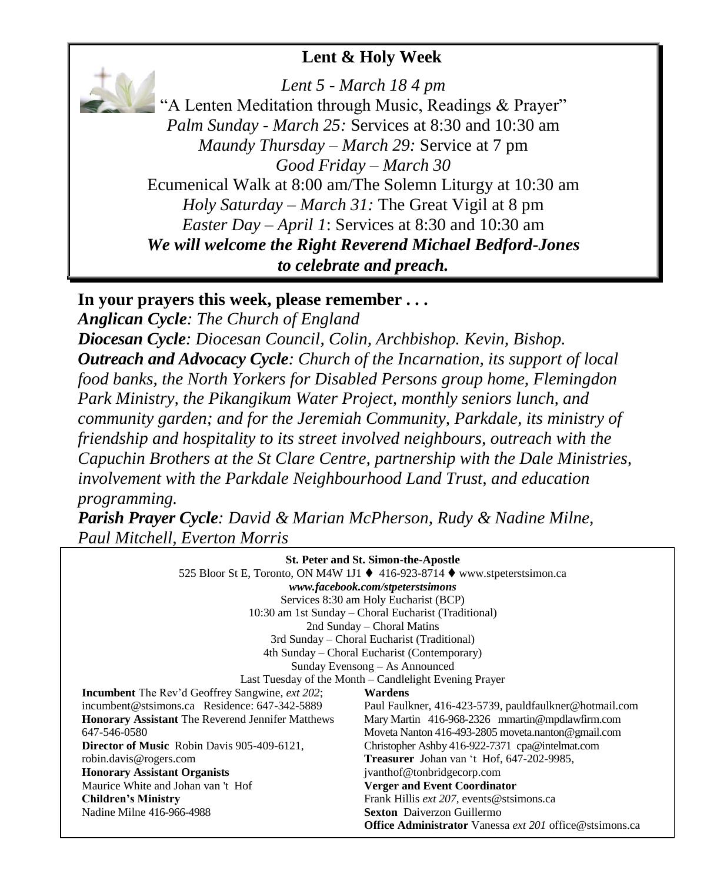## Lent & Holy Week

*Lent 5 - March 18 4 pm*
"A Lenten Meditation through Music, Readings & Prayer"
*Palm Sunday - March 25:* Services at 8:30 and 10:30 am
*Maundy Thursday – March 29:* Service at 7 pm
*Good Friday – March 30*
Ecumenical Walk at 8:00 am/The Solemn Liturgy at 10:30 am
*Holy Saturday – March 31:* The Great Vigil at 8 pm
*Easter Day – April 1*: Services at 8:30 and 10:30 am
***We will welcome the Right Reverend Michael Bedford-Jones to celebrate and preach.***

**In your prayers this week, please remember . . .**

***Anglican Cycle**: The Church of England*

***Diocesan Cycle**: Diocesan Council, Colin, Archbishop. Kevin, Bishop.*

***Outreach and Advocacy Cycle**: Church of the Incarnation, its support of local food banks, the North Yorkers for Disabled Persons group home, Flemingdon Park Ministry, the Pikangikum Water Project, monthly seniors lunch, and community garden; and for the Jeremiah Community, Parkdale, its ministry of friendship and hospitality to its street involved neighbours, outreach with the Capuchin Brothers at the St Clare Centre, partnership with the Dale Ministries, involvement with the Parkdale Neighbourhood Land Trust, and education programming.*

***Parish Prayer Cycle**: David & Marian McPherson, Rudy & Nadine Milne, Paul Mitchell, Everton Morris*

---

**St. Peter and St. Simon-the-Apostle**
525 Bloor St E, Toronto, ON M4W 1J1 ♦ 416-923-8714 ♦ www.stpeterstsimon.ca
***www.facebook.com/stpeterstsimons***
Services 8:30 am Holy Eucharist (BCP)
10:30 am 1st Sunday – Choral Eucharist (Traditional)
2nd Sunday – Choral Matins
3rd Sunday – Choral Eucharist (Traditional)
4th Sunday – Choral Eucharist (Contemporary)
Sunday Evensong – As Announced
Last Tuesday of the Month – Candlelight Evening Prayer

**Incumbent** The Rev'd Geoffrey Sangwine, *ext 202*; incumbent@stsimons.ca Residence: 647-342-5889
**Honorary Assistant** The Reverend Jennifer Matthews 647-546-0580
**Director of Music** Robin Davis 905-409-6121, robin.davis@rogers.com
**Honorary Assistant Organists**
Maurice White and Johan van 't Hof
**Children's Ministry**
Nadine Milne 416-966-4988

**Wardens**
Paul Faulkner, 416-423-5739, pauldfaulkner@hotmail.com
Mary Martin 416-968-2326 mmartin@mpdlawfirm.com
Moveta Nanton 416-493-2805 moveta.nanton@gmail.com
Christopher Ashby 416-922-7371 cpa@intelmat.com
**Treasurer** Johan van 't Hof, 647-202-9985, jvanthof@tonbridgecorp.com
**Verger and Event Coordinator**
Frank Hillis *ext 207*, events@stsimons.ca
**Sexton** Daiverzon Guillermo
**Office Administrator** Vanessa *ext 201* office@stsimons.ca